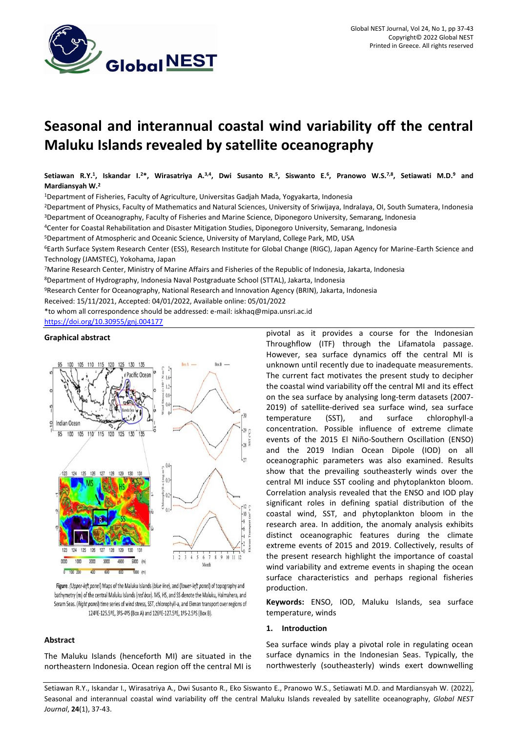# Seasonal and interannual coastal wind variability off the central Maluku Islands revealed by satellite oceanography

**Setiawan R.Y.[1], Iskandar I.[2]\*, Wirasatriya A.[3,4], Dwi Susanto R.[5], Siswanto E.[6], Pranowo W.S.[7,8], Setiawati M.D.[9] and Mardiansyah W.[2]**

[1]Department of Fisheries, Faculty of Agriculture, Universitas Gadjah Mada, Yogyakarta, Indonesia

[2]Department of Physics, Faculty of Mathematics and Natural Sciences, University of Sriwijaya, Indralaya, OI, South Sumatera, Indonesia

[3]Department of Oceanography, Faculty of Fisheries and Marine Science, Diponegoro University, Semarang, Indonesia

[4]Center for Coastal Rehabilitation and Disaster Mitigation Studies, Diponegoro University, Semarang, Indonesia

[5]Department of Atmospheric and Oceanic Science, University of Maryland, College Park, MD, USA

[6]Earth Surface System Research Center (ESS), Research Institute for Global Change (RIGC), Japan Agency for Marine-Earth Science and Technology (JAMSTEC), Yokohama, Japan

[7]Marine Research Center, Ministry of Marine Affairs and Fisheries of the Republic of Indonesia, Jakarta, Indonesia

[8]Department of Hydrography, Indonesia Naval Postgraduate School (STTAL), Jakarta, Indonesia

[9]Research Center for Oceanography, National Research and Innovation Agency (BRIN), Jakarta, Indonesia

Received: 15/11/2021, Accepted: 04/01/2022, Available online: 05/01/2022

\*to whom all correspondence should be addressed: e-mail: iskhaq@mipa.unsri.ac.id

https://doi.org/10.30955/gnj.004177

## Graphical abstract

**Figure.** *(Upper-left panel)* Maps of the Maluku Islands (*blue line*), and *(lower-left panel)* of topography and bathymetry (m) of the central Maluku Islands (*red box*). MS, HS, and SS denote the Maluku, Halmahera, and Seram Seas. *(Right panel)* time series of wind stress, SST, chlorophyll-a, and Ekman transport over regions of 124ºE-125.5ºE, 3ºS-4ºS (Box A) and 126ºE-127.5ºE, 1ºS-2.5ºS (Box B).

## Abstract

The Maluku Islands (henceforth MI) are situated in the northeastern Indonesia. Ocean region off the central MI is pivotal as it provides a course for the Indonesian Throughflow (ITF) through the Lifamatola passage. However, sea surface dynamics off the central MI is unknown until recently due to inadequate measurements. The current fact motivates the present study to decipher the coastal wind variability off the central MI and its effect on the sea surface by analysing long-term datasets (2007-2019) of satellite-derived sea surface wind, sea surface temperature (SST), and surface chlorophyll-a concentration. Possible influence of extreme climate events of the 2015 El Niño-Southern Oscillation (ENSO) and the 2019 Indian Ocean Dipole (IOD) on all oceanographic parameters was also examined. Results show that the prevailing southeasterly winds over the central MI induce SST cooling and phytoplankton bloom. Correlation analysis revealed that the ENSO and IOD play significant roles in defining spatial distribution of the coastal wind, SST, and phytoplankton bloom in the research area. In addition, the anomaly analysis exhibits distinct oceanographic features during the climate extreme events of 2015 and 2019. Collectively, results of the present research highlight the importance of coastal wind variability and extreme events in shaping the ocean surface characteristics and perhaps regional fisheries production.

**Keywords:** ENSO, IOD, Maluku Islands, sea surface temperature, winds

## 1. Introduction

Sea surface winds play a pivotal role in regulating ocean surface dynamics in the Indonesian Seas. Typically, the northwesterly (southeasterly) winds exert downwelling

Setiawan R.Y., Iskandar I., Wirasatriya A., Dwi Susanto R., Eko Siswanto E., Pranowo W.S., Setiawati M.D. and Mardiansyah W. (2022), Seasonal and interannual coastal wind variability off the central Maluku Islands revealed by satellite oceanography, *Global NEST Journal*, **24**(1), 37-43.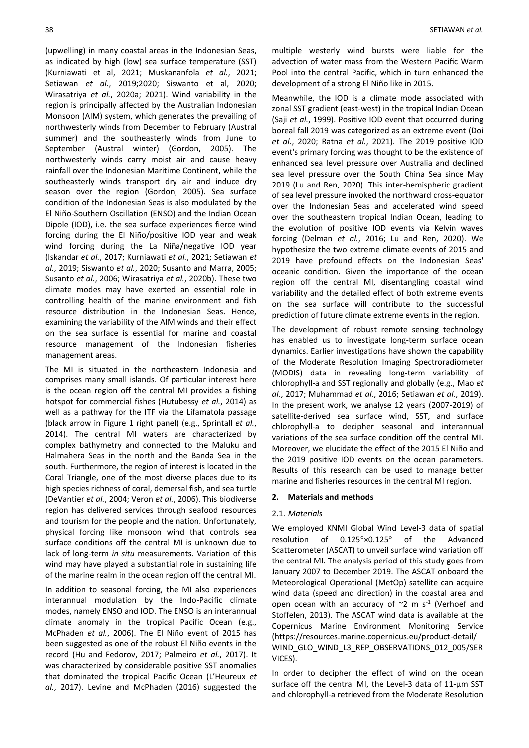(upwelling) in many coastal areas in the Indonesian Seas, as indicated by high (low) sea surface temperature (SST) (Kurniawati et al, 2021; Muskananfola *et al.*, 2021; Setiawan *et al.*, 2019;2020; Siswanto et al, 2020; Wirasatriya *et al.*, 2020a; 2021). Wind variability in the region is principally affected by the Australian Indonesian Monsoon (AIM) system, which generates the prevailing of northwesterly winds from December to February (Austral summer) and the southeasterly winds from June to September (Austral winter) (Gordon, 2005). The northwesterly winds carry moist air and cause heavy rainfall over the Indonesian Maritime Continent, while the southeasterly winds transport dry air and induce dry season over the region (Gordon, 2005). Sea surface condition of the Indonesian Seas is also modulated by the El Niño-Southern Oscillation (ENSO) and the Indian Ocean Dipole (IOD), i.e. the sea surface experiences fierce wind forcing during the El Niño/positive IOD year and weak wind forcing during the La Niña/negative IOD year (Iskandar *et al.*, 2017; Kurniawati *et al.*, 2021; Setiawan *et al.*, 2019; Siswanto *et al.*, 2020; Susanto and Marra, 2005; Susanto *et al.*, 2006; Wirasatriya *et al.*, 2020b). These two climate modes may have exerted an essential role in controlling health of the marine environment and fish resource distribution in the Indonesian Seas. Hence, examining the variability of the AIM winds and their effect on the sea surface is essential for marine and coastal resource management of the Indonesian fisheries management areas.

The MI is situated in the northeastern Indonesia and comprises many small islands. Of particular interest here is the ocean region off the central MI provides a fishing hotspot for commercial fishes (Hutubessy *et al.*, 2014) as well as a pathway for the ITF via the Lifamatola passage (black arrow in Figure 1 right panel) (e.g., Sprintall *et al.*, 2014). The central MI waters are characterized by complex bathymetry and connected to the Maluku and Halmahera Seas in the north and the Banda Sea in the south. Furthermore, the region of interest is located in the Coral Triangle, one of the most diverse places due to its high species richness of coral, demersal fish, and sea turtle (DeVantier *et al.*, 2004; Veron *et al.*, 2006). This biodiverse region has delivered services through seafood resources and tourism for the people and the nation. Unfortunately, physical forcing like monsoon wind that controls sea surface conditions off the central MI is unknown due to lack of long-term *in situ* measurements. Variation of this wind may have played a substantial role in sustaining life of the marine realm in the ocean region off the central MI.

In addition to seasonal forcing, the MI also experiences interannual modulation by the Indo-Pacific climate modes, namely ENSO and IOD. The ENSO is an interannual climate anomaly in the tropical Pacific Ocean (e.g., McPhaden *et al.*, 2006). The El Niño event of 2015 has been suggested as one of the robust El Niño events in the record (Hu and Fedorov, 2017; Palmeiro *et al.*, 2017). It was characterized by considerable positive SST anomalies that dominated the tropical Pacific Ocean (L'Heureux *et al.*, 2017). Levine and McPhaden (2016) suggested the multiple westerly wind bursts were liable for the advection of water mass from the Western Pacific Warm Pool into the central Pacific, which in turn enhanced the development of a strong El Niño like in 2015.

Meanwhile, the IOD is a climate mode associated with zonal SST gradient (east-west) in the tropical Indian Ocean (Saji *et al.*, 1999). Positive IOD event that occurred during boreal fall 2019 was categorized as an extreme event (Doi *et al.*, 2020; Ratna *et al.*, 2021). The 2019 positive IOD event's primary forcing was thought to be the existence of enhanced sea level pressure over Australia and declined sea level pressure over the South China Sea since May 2019 (Lu and Ren, 2020). This inter-hemispheric gradient of sea level pressure invoked the northward cross-equator over the Indonesian Seas and accelerated wind speed over the southeastern tropical Indian Ocean, leading to the evolution of positive IOD events via Kelvin waves forcing (Delman *et al.*, 2016; Lu and Ren, 2020). We hypothesize the two extreme climate events of 2015 and 2019 have profound effects on the Indonesian Seas' oceanic condition. Given the importance of the ocean region off the central MI, disentangling coastal wind variability and the detailed effect of both extreme events on the sea surface will contribute to the successful prediction of future climate extreme events in the region.

The development of robust remote sensing technology has enabled us to investigate long-term surface ocean dynamics. Earlier investigations have shown the capability of the Moderate Resolution Imaging Spectroradiometer (MODIS) data in revealing long-term variability of chlorophyll-a and SST regionally and globally (e.g., Mao *et al.*, 2017; Muhammad *et al.*, 2016; Setiawan *et al.*, 2019). In the present work, we analyse 12 years (2007-2019) of satellite-derived sea surface wind, SST, and surface chlorophyll-a to decipher seasonal and interannual variations of the sea surface condition off the central MI. Moreover, we elucidate the effect of the 2015 El Niño and the 2019 positive IOD events on the ocean parameters. Results of this research can be used to manage better marine and fisheries resources in the central MI region.

## 2. Materials and methods

### 2.1. *Materials*

We employed KNMI Global Wind Level-3 data of spatial resolution of $0.125°\times0.125°$ of the Advanced Scatterometer (ASCAT) to unveil surface wind variation off the central MI. The analysis period of this study goes from January 2007 to December 2019. The ASCAT onboard the Meteorological Operational (MetOp) satellite can acquire wind data (speed and direction) in the coastal area and open ocean with an accuracy of ~2 m $s^{-1}$ (Verhoef and Stoffelen, 2013). The ASCAT wind data is available at the Copernicus Marine Environment Monitoring Service (https://resources.marine.copernicus.eu/product-detail/WIND_GLO_WIND_L3_REP_OBSERVATIONS_012_005/SERVICES).

In order to decipher the effect of wind on the ocean surface off the central MI, the Level-3 data of 11-µm SST and chlorophyll-a retrieved from the Moderate Resolution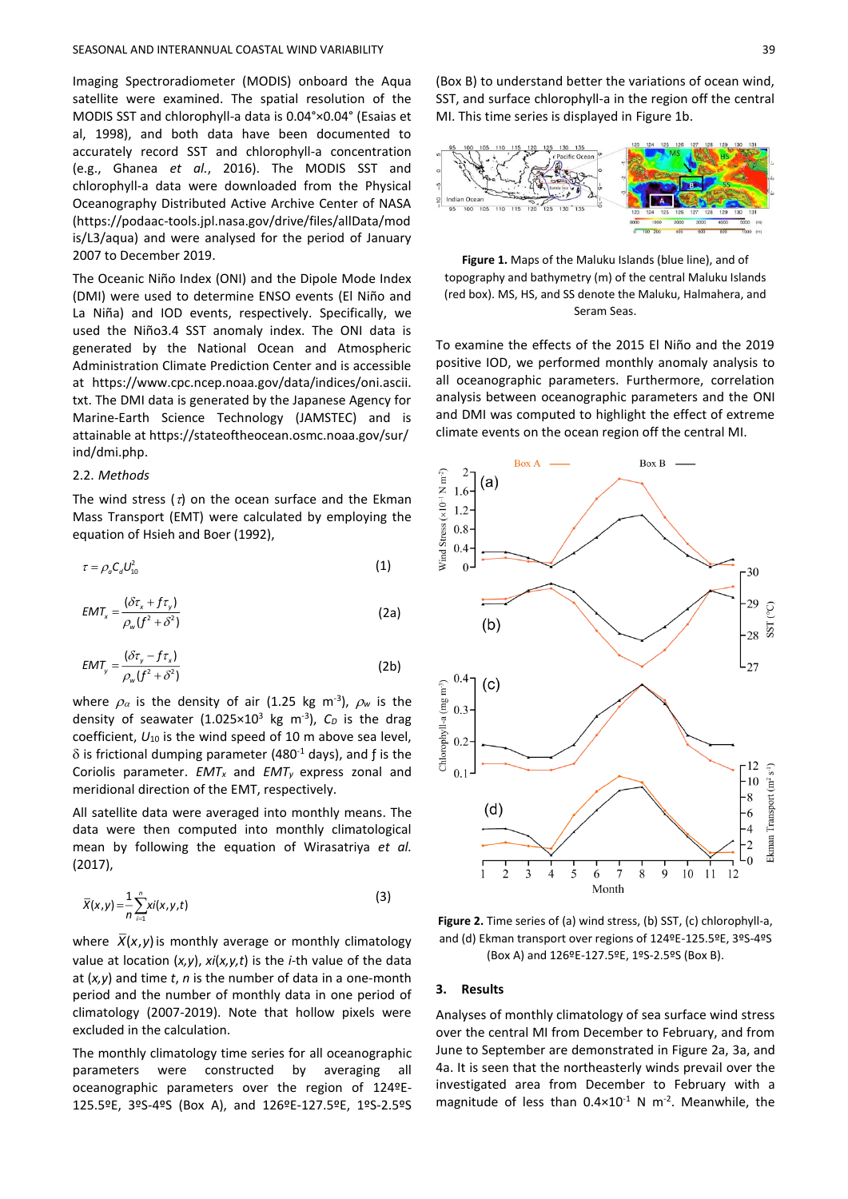Imaging Spectroradiometer (MODIS) onboard the Aqua satellite were examined. The spatial resolution of the MODIS SST and chlorophyll-a data is 0.04°×0.04° (Esaias et al, 1998), and both data have been documented to accurately record SST and chlorophyll-a concentration (e.g., Ghanea *et al.*, 2016). The MODIS SST and chlorophyll-a data were downloaded from the Physical Oceanography Distributed Active Archive Center of NASA (https://podaac-tools.jpl.nasa.gov/drive/files/allData/modis/L3/aqua) and were analysed for the period of January 2007 to December 2019.

The Oceanic Niño Index (ONI) and the Dipole Mode Index (DMI) were used to determine ENSO events (El Niño and La Niña) and IOD events, respectively. Specifically, we used the Niño3.4 SST anomaly index. The ONI data is generated by the National Ocean and Atmospheric Administration Climate Prediction Center and is accessible at https://www.cpc.ncep.noaa.gov/data/indices/oni.ascii.txt. The DMI data is generated by the Japanese Agency for Marine-Earth Science Technology (JAMSTEC) and is attainable at https://stateoftheocean.osmc.noaa.gov/sur/ind/dmi.php.

### 2.2. *Methods*

The wind stress ($\tau$) on the ocean surface and the Ekman Mass Transport (EMT) were calculated by employing the equation of Hsieh and Boer (1992),

$$\tau = \rho_a C_d U_{10}^2 \tag{1}$$

$$EMT_x = \frac{(\delta\tau_x + f\tau_y)}{\rho_w (f^2 + \delta^2)} \tag{2a}$$

$$EMT_y = \frac{(\delta\tau_y - f\tau_x)}{\rho_w (f^2 + \delta^2)} \tag{2b}$$

where $\rho_\alpha$ is the density of air (1.25 kg m$^{-3}$), $\rho_w$ is the density of seawater (1.025×10$^3$ kg m$^{-3}$), $C_D$ is the drag coefficient, $U_{10}$ is the wind speed of 10 m above sea level, $\delta$ is frictional dumping parameter (480$^{-1}$ days), and $f$ is the Coriolis parameter. $EMT_x$ and $EMT_y$ express zonal and meridional direction of the EMT, respectively.

All satellite data were averaged into monthly means. The data were then computed into monthly climatological mean by following the equation of Wirasatriya *et al.* (2017),

$$\bar{X}(x,y) = \frac{1}{n}\sum_{i=1}^{n} xi(x,y,t) \tag{3}$$

where $\bar{X}(x,y)$ is monthly average or monthly climatology value at location $(x,y)$, $xi(x,y,t)$ is the $i$-th value of the data at $(x,y)$ and time $t$, $n$ is the number of data in a one-month period and the number of monthly data in one period of climatology (2007-2019). Note that hollow pixels were excluded in the calculation.

The monthly climatology time series for all oceanographic parameters were constructed by averaging all oceanographic parameters over the region of 124ºE-125.5ºE, 3ºS-4ºS (Box A), and 126ºE-127.5ºE, 1ºS-2.5ºS (Box B) to understand better the variations of ocean wind, SST, and surface chlorophyll-a in the region off the central MI. This time series is displayed in Figure 1b.

**Figure 1.** Maps of the Maluku Islands (blue line), and of topography and bathymetry (m) of the central Maluku Islands (red box). MS, HS, and SS denote the Maluku, Halmahera, and Seram Seas.

To examine the effects of the 2015 El Niño and the 2019 positive IOD, we performed monthly anomaly analysis to all oceanographic parameters. Furthermore, correlation analysis between oceanographic parameters and the ONI and DMI was computed to highlight the effect of extreme climate events on the ocean region off the central MI.

**Figure 2.** Time series of (a) wind stress, (b) SST, (c) chlorophyll-a, and (d) Ekman transport over regions of 124ºE-125.5ºE, 3ºS-4ºS (Box A) and 126ºE-127.5ºE, 1ºS-2.5ºS (Box B).

## 3. Results

Analyses of monthly climatology of sea surface wind stress over the central MI from December to February, and from June to September are demonstrated in Figure 2a, 3a, and 4a. It is seen that the northeasterly winds prevail over the investigated area from December to February with a magnitude of less than 0.4×10$^{-1}$ N m$^{-2}$. Meanwhile, the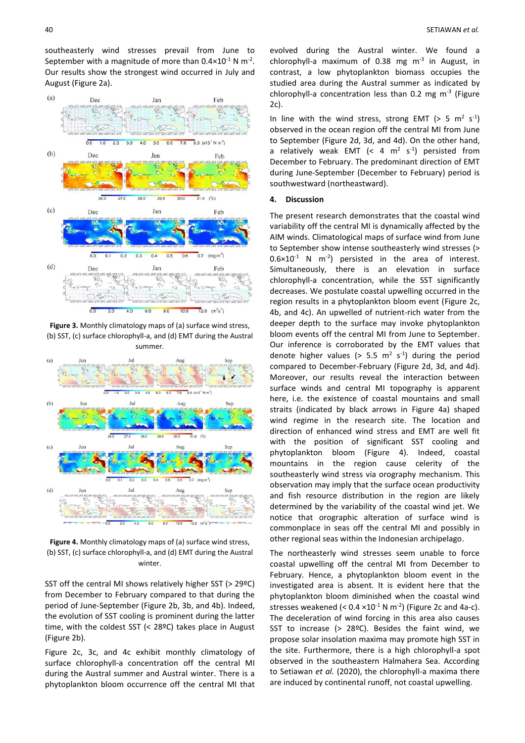southeasterly wind stresses prevail from June to September with a magnitude of more than $0.4 \times 10^{-1}$ N m$^{-2}$. Our results show the strongest wind occurred in July and August (Figure 2a).

**Figure 3.** Monthly climatology maps of (a) surface wind stress, (b) SST, (c) surface chlorophyll-a, and (d) EMT during the Austral summer.

**Figure 4.** Monthly climatology maps of (a) surface wind stress, (b) SST, (c) surface chlorophyll-a, and (d) EMT during the Austral winter.

SST off the central MI shows relatively higher SST (> 29ºC) from December to February compared to that during the period of June-September (Figure 2b, 3b, and 4b). Indeed, the evolution of SST cooling is prominent during the latter time, with the coldest SST (< 28ºC) takes place in August (Figure 2b).

Figure 2c, 3c, and 4c exhibit monthly climatology of surface chlorophyll-a concentration off the central MI during the Austral summer and Austral winter. There is a phytoplankton bloom occurrence off the central MI that evolved during the Austral winter. We found a chlorophyll-a maximum of 0.38 mg m$^{-3}$ in August, in contrast, a low phytoplankton biomass occupies the studied area during the Austral summer as indicated by chlorophyll-a concentration less than 0.2 mg m$^{-3}$ (Figure 2c).

In line with the wind stress, strong EMT (> 5 m$^2$ s$^{-1}$) observed in the ocean region off the central MI from June to September (Figure 2d, 3d, and 4d). On the other hand, a relatively weak EMT (< 4 m$^2$ s$^{-1}$) persisted from December to February. The predominant direction of EMT during June-September (December to February) period is southwestward (northeastward).

## 4. Discussion

The present research demonstrates that the coastal wind variability off the central MI is dynamically affected by the AIM winds. Climatological maps of surface wind from June to September show intense southeasterly wind stresses (> $0.6 \times 10^{-1}$ N m$^{-2}$) persisted in the area of interest. Simultaneously, there is an elevation in surface chlorophyll-a concentration, while the SST significantly decreases. We postulate coastal upwelling occurred in the region results in a phytoplankton bloom event (Figure 2c, 4b, and 4c). An upwelled of nutrient-rich water from the deeper depth to the surface may invoke phytoplankton bloom events off the central MI from June to September. Our inference is corroborated by the EMT values that denote higher values (> 5.5 m$^2$ s$^{-1}$) during the period compared to December-February (Figure 2d, 3d, and 4d). Moreover, our results reveal the interaction between surface winds and central MI topography is apparent here, i.e. the existence of coastal mountains and small straits (indicated by black arrows in Figure 4a) shaped wind regime in the research site. The location and direction of enhanced wind stress and EMT are well fit with the position of significant SST cooling and phytoplankton bloom (Figure 4). Indeed, coastal mountains in the region cause celerity of the southeasterly wind stress via orography mechanism. This observation may imply that the surface ocean productivity and fish resource distribution in the region are likely determined by the variability of the coastal wind jet. We notice that orographic alteration of surface wind is commonplace in seas off the central MI and possibly in other regional seas within the Indonesian archipelago.

The northeasterly wind stresses seem unable to force coastal upwelling off the central MI from December to February. Hence, a phytoplankton bloom event in the investigated area is absent. It is evident here that the phytoplankton bloom diminished when the coastal wind stresses weakened (< $0.4 \times 10^{-1}$ N m$^{-2}$) (Figure 2c and 4a-c). The deceleration of wind forcing in this area also causes SST to increase (> 28ºC). Besides the faint wind, we propose solar insolation maxima may promote high SST in the site. Furthermore, there is a high chlorophyll-a spot observed in the southeastern Halmahera Sea. According to Setiawan *et al.* (2020), the chlorophyll-a maxima there are induced by continental runoff, not coastal upwelling.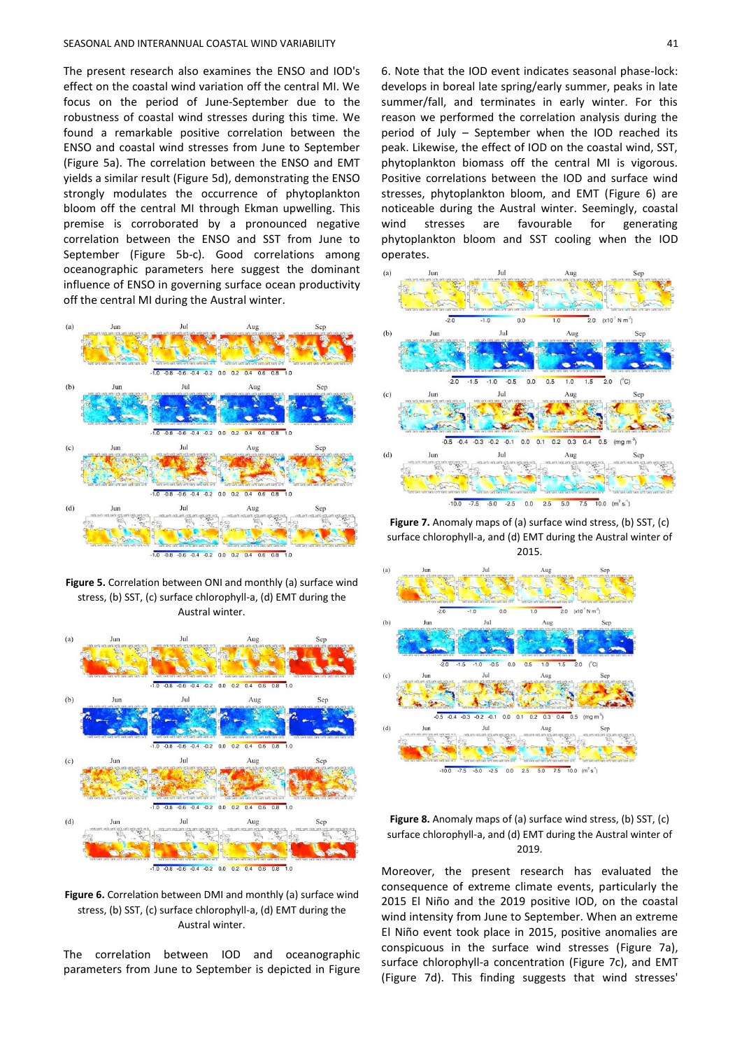The present research also examines the ENSO and IOD's effect on the coastal wind variation off the central MI. We focus on the period of June-September due to the robustness of coastal wind stresses during this time. We found a remarkable positive correlation between the ENSO and coastal wind stresses from June to September (Figure 5a). The correlation between the ENSO and EMT yields a similar result (Figure 5d), demonstrating the ENSO strongly modulates the occurrence of phytoplankton bloom off the central MI through Ekman upwelling. This premise is corroborated by a pronounced negative correlation between the ENSO and SST from June to September (Figure 5b-c). Good correlations among oceanographic parameters here suggest the dominant influence of ENSO in governing surface ocean productivity off the central MI during the Austral winter.

**Figure 5.** Correlation between ONI and monthly (a) surface wind stress, (b) SST, (c) surface chlorophyll-a, (d) EMT during the Austral winter.

**Figure 6.** Correlation between DMI and monthly (a) surface wind stress, (b) SST, (c) surface chlorophyll-a, (d) EMT during the Austral winter.

The correlation between IOD and oceanographic parameters from June to September is depicted in Figure 6. Note that the IOD event indicates seasonal phase-lock: develops in boreal late spring/early summer, peaks in late summer/fall, and terminates in early winter. For this reason we performed the correlation analysis during the period of July – September when the IOD reached its peak. Likewise, the effect of IOD on the coastal wind, SST, phytoplankton biomass off the central MI is vigorous. Positive correlations between the IOD and surface wind stresses, phytoplankton bloom, and EMT (Figure 6) are noticeable during the Austral winter. Seemingly, coastal wind stresses are favourable for generating phytoplankton bloom and SST cooling when the IOD operates.

**Figure 7.** Anomaly maps of (a) surface wind stress, (b) SST, (c) surface chlorophyll-a, and (d) EMT during the Austral winter of 2015.

**Figure 8.** Anomaly maps of (a) surface wind stress, (b) SST, (c) surface chlorophyll-a, and (d) EMT during the Austral winter of 2019.

Moreover, the present research has evaluated the consequence of extreme climate events, particularly the 2015 El Niño and the 2019 positive IOD, on the coastal wind intensity from June to September. When an extreme El Niño event took place in 2015, positive anomalies are conspicuous in the surface wind stresses (Figure 7a), surface chlorophyll-a concentration (Figure 7c), and EMT (Figure 7d). This finding suggests that wind stresses'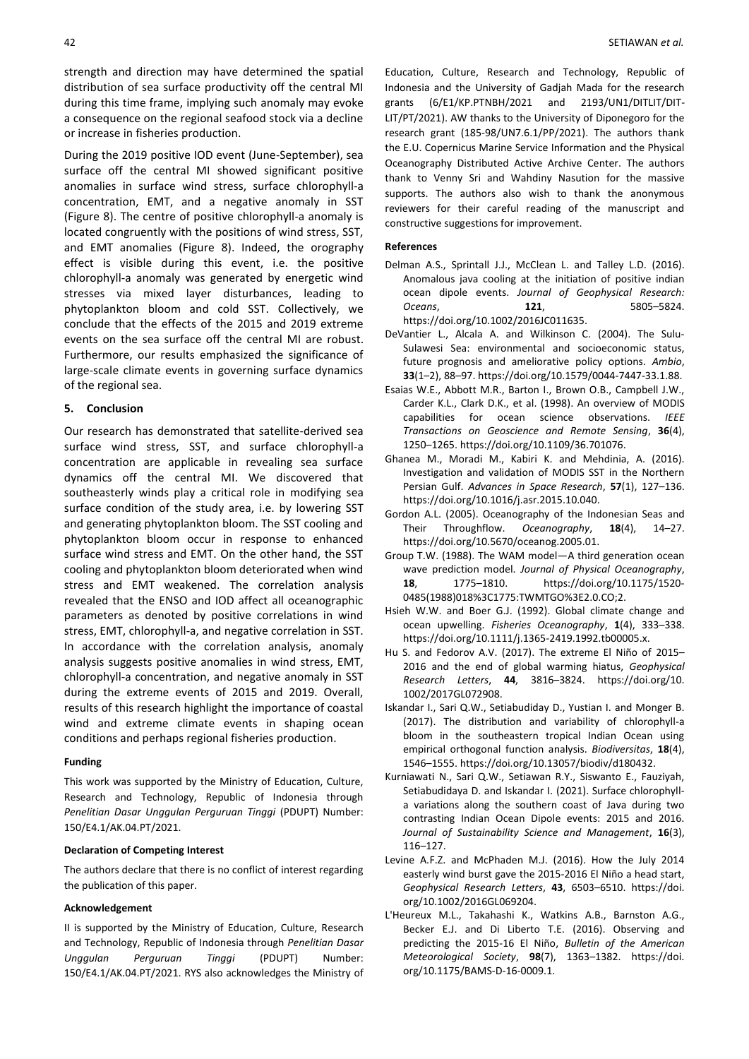strength and direction may have determined the spatial distribution of sea surface productivity off the central MI during this time frame, implying such anomaly may evoke a consequence on the regional seafood stock via a decline or increase in fisheries production.

During the 2019 positive IOD event (June-September), sea surface off the central MI showed significant positive anomalies in surface wind stress, surface chlorophyll-a concentration, EMT, and a negative anomaly in SST (Figure 8). The centre of positive chlorophyll-a anomaly is located congruently with the positions of wind stress, SST, and EMT anomalies (Figure 8). Indeed, the orography effect is visible during this event, i.e. the positive chlorophyll-a anomaly was generated by energetic wind stresses via mixed layer disturbances, leading to phytoplankton bloom and cold SST. Collectively, we conclude that the effects of the 2015 and 2019 extreme events on the sea surface off the central MI are robust. Furthermore, our results emphasized the significance of large-scale climate events in governing surface dynamics of the regional sea.

## 5. Conclusion

Our research has demonstrated that satellite-derived sea surface wind stress, SST, and surface chlorophyll-a concentration are applicable in revealing sea surface dynamics off the central MI. We discovered that southeasterly winds play a critical role in modifying sea surface condition of the study area, i.e. by lowering SST and generating phytoplankton bloom. The SST cooling and phytoplankton bloom occur in response to enhanced surface wind stress and EMT. On the other hand, the SST cooling and phytoplankton bloom deteriorated when wind stress and EMT weakened. The correlation analysis revealed that the ENSO and IOD affect all oceanographic parameters as denoted by positive correlations in wind stress, EMT, chlorophyll-a, and negative correlation in SST. In accordance with the correlation analysis, anomaly analysis suggests positive anomalies in wind stress, EMT, chlorophyll-a concentration, and negative anomaly in SST during the extreme events of 2015 and 2019. Overall, results of this research highlight the importance of coastal wind and extreme climate events in shaping ocean conditions and perhaps regional fisheries production.

#### Funding

This work was supported by the Ministry of Education, Culture, Research and Technology, Republic of Indonesia through *Penelitian Dasar Unggulan Perguruan Tinggi* (PDUPT) Number: 150/E4.1/AK.04.PT/2021.

#### Declaration of Competing Interest

The authors declare that there is no conflict of interest regarding the publication of this paper.

#### Acknowledgement

II is supported by the Ministry of Education, Culture, Research and Technology, Republic of Indonesia through *Penelitian Dasar Unggulan Perguruan Tinggi* (PDUPT) Number: 150/E4.1/AK.04.PT/2021. RYS also acknowledges the Ministry of Education, Culture, Research and Technology, Republic of Indonesia and the University of Gadjah Mada for the research grants (6/E1/KP.PTNBH/2021 and 2193/UN1/DITLIT/DIT-LIT/PT/2021). AW thanks to the University of Diponegoro for the research grant (185-98/UN7.6.1/PP/2021). The authors thank the E.U. Copernicus Marine Service Information and the Physical Oceanography Distributed Active Archive Center. The authors thank to Venny Sri and Wahdiny Nasution for the massive supports. The authors also wish to thank the anonymous reviewers for their careful reading of the manuscript and constructive suggestions for improvement.

#### References

Delman A.S., Sprintall J.J., McClean L. and Talley L.D. (2016). Anomalous java cooling at the initiation of positive indian ocean dipole events. *Journal of Geophysical Research: Oceans*, **121**, 5805–5824. https://doi.org/10.1002/2016JC011635.

DeVantier L., Alcala A. and Wilkinson C. (2004). The Sulu-Sulawesi Sea: environmental and socioeconomic status, future prognosis and ameliorative policy options. *Ambio*, **33**(1–2), 88–97. https://doi.org/10.1579/0044-7447-33.1.88.

Esaias W.E., Abbott M.R., Barton I., Brown O.B., Campbell J.W., Carder K.L., Clark D.K., et al. (1998). An overview of MODIS capabilities for ocean science observations. *IEEE Transactions on Geoscience and Remote Sensing*, **36**(4), 1250–1265. https://doi.org/10.1109/36.701076.

Ghanea M., Moradi M., Kabiri K. and Mehdinia, A. (2016). Investigation and validation of MODIS SST in the Northern Persian Gulf. *Advances in Space Research*, **57**(1), 127–136. https://doi.org/10.1016/j.asr.2015.10.040.

Gordon A.L. (2005). Oceanography of the Indonesian Seas and Their Throughflow. *Oceanography*, **18**(4), 14–27. https://doi.org/10.5670/oceanog.2005.01.

Group T.W. (1988). The WAM model—A third generation ocean wave prediction model. *Journal of Physical Oceanography*, **18**, 1775–1810. https://doi.org/10.1175/1520-0485(1988)018%3C1775:TWMTGO%3E2.0.CO;2.

Hsieh W.W. and Boer G.J. (1992). Global climate change and ocean upwelling. *Fisheries Oceanography*, **1**(4), 333–338. https://doi.org/10.1111/j.1365-2419.1992.tb00005.x.

Hu S. and Fedorov A.V. (2017). The extreme El Niño of 2015–2016 and the end of global warming hiatus, *Geophysical Research Letters*, **44**, 3816–3824. https://doi.org/10.1002/2017GL072908.

Iskandar I., Sari Q.W., Setiabudiday D., Yustian I. and Monger B. (2017). The distribution and variability of chlorophyll-a bloom in the southeastern tropical Indian Ocean using empirical orthogonal function analysis. *Biodiversitas*, **18**(4), 1546–1555. https://doi.org/10.13057/biodiv/d180432.

Kurniawati N., Sari Q.W., Setiawan R.Y., Siswanto E., Fauziyah, Setiabudidaya D. and Iskandar I. (2021). Surface chlorophyll-a variations along the southern coast of Java during two contrasting Indian Ocean Dipole events: 2015 and 2016. *Journal of Sustainability Science and Management*, **16**(3), 116–127.

Levine A.F.Z. and McPhaden M.J. (2016). How the July 2014 easterly wind burst gave the 2015-2016 El Niño a head start, *Geophysical Research Letters*, **43**, 6503–6510. https://doi.org/10.1002/2016GL069204.

L'Heureux M.L., Takahashi K., Watkins A.B., Barnston A.G., Becker E.J. and Di Liberto T.E. (2016). Observing and predicting the 2015-16 El Niño, *Bulletin of the American Meteorological Society*, **98**(7), 1363–1382. https://doi.org/10.1175/BAMS-D-16-0009.1.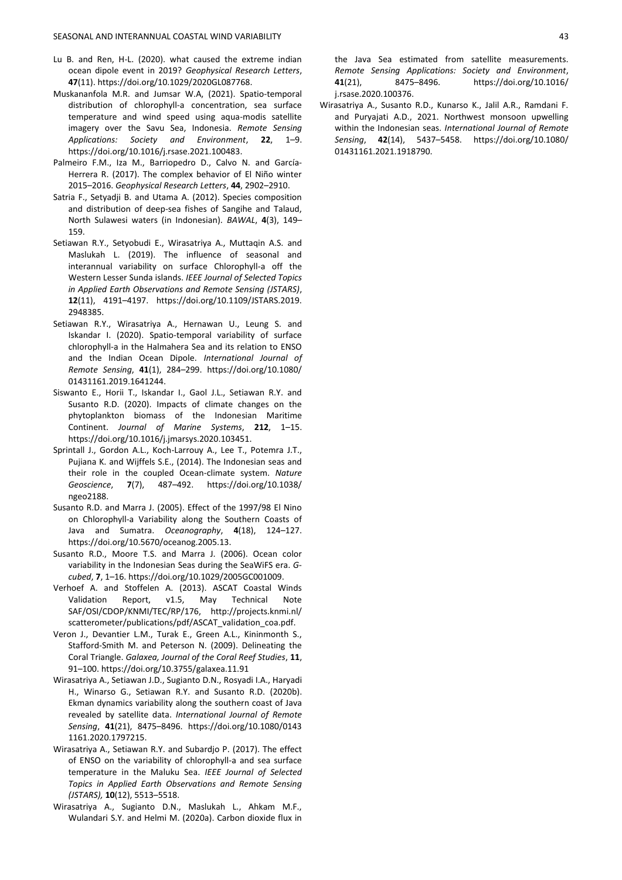Lu B. and Ren, H-L. (2020). what caused the extreme indian ocean dipole event in 2019? *Geophysical Research Letters*, **47**(11). https://doi.org/10.1029/2020GL087768.

Muskananfola M.R. and Jumsar W.A, (2021). Spatio-temporal distribution of chlorophyll-a concentration, sea surface temperature and wind speed using aqua-modis satellite imagery over the Savu Sea, Indonesia. *Remote Sensing Applications: Society and Environment*, **22**, 1–9. https://doi.org/10.1016/j.rsase.2021.100483.

Palmeiro F.M., Iza M., Barriopedro D., Calvo N. and García-Herrera R. (2017). The complex behavior of El Niño winter 2015–2016. *Geophysical Research Letters*, **44**, 2902–2910.

Satria F., Setyadji B. and Utama A. (2012). Species composition and distribution of deep-sea fishes of Sangihe and Talaud, North Sulawesi waters (in Indonesian). *BAWAL*, **4**(3), 149–159.

Setiawan R.Y., Setyobudi E., Wirasatriya A., Muttaqin A.S. and Maslukah L. (2019). The influence of seasonal and interannual variability on surface Chlorophyll-a off the Western Lesser Sunda islands. *IEEE Journal of Selected Topics in Applied Earth Observations and Remote Sensing (JSTARS)*, **12**(11), 4191–4197. https://doi.org/10.1109/JSTARS.2019.2948385.

Setiawan R.Y., Wirasatriya A., Hernawan U., Leung S. and Iskandar I. (2020). Spatio-temporal variability of surface chlorophyll-a in the Halmahera Sea and its relation to ENSO and the Indian Ocean Dipole. *International Journal of Remote Sensing*, **41**(1), 284–299. https://doi.org/10.1080/01431161.2019.1641244.

Siswanto E., Horii T., Iskandar I., Gaol J.L., Setiawan R.Y. and Susanto R.D. (2020). Impacts of climate changes on the phytoplankton biomass of the Indonesian Maritime Continent. *Journal of Marine Systems*, **212**, 1–15. https://doi.org/10.1016/j.jmarsys.2020.103451.

Sprintall J., Gordon A.L., Koch-Larrouy A., Lee T., Potemra J.T., Pujiana K. and Wijffels S.E., (2014). The Indonesian seas and their role in the coupled Ocean-climate system. *Nature Geoscience*, **7**(7), 487–492. https://doi.org/10.1038/ngeo2188.

Susanto R.D. and Marra J. (2005). Effect of the 1997/98 El Nino on Chlorophyll-a Variability along the Southern Coasts of Java and Sumatra. *Oceanography*, **4**(18), 124–127. https://doi.org/10.5670/oceanog.2005.13.

Susanto R.D., Moore T.S. and Marra J. (2006). Ocean color variability in the Indonesian Seas during the SeaWiFS era. *G-cubed*, **7**, 1–16. https://doi.org/10.1029/2005GC001009.

Verhoef A. and Stoffelen A. (2013). ASCAT Coastal Winds Validation Report, v1.5, May Technical Note SAF/OSI/CDOP/KNMI/TEC/RP/176, http://projects.knmi.nl/scatterometer/publications/pdf/ASCAT_validation_coa.pdf.

Veron J., Devantier L.M., Turak E., Green A.L., Kininmonth S., Stafford-Smith M. and Peterson N. (2009). Delineating the Coral Triangle. *Galaxea, Journal of the Coral Reef Studies*, **11**, 91–100. https://doi.org/10.3755/galaxea.11.91

Wirasatriya A., Setiawan J.D., Sugianto D.N., Rosyadi I.A., Haryadi H., Winarso G., Setiawan R.Y. and Susanto R.D. (2020b). Ekman dynamics variability along the southern coast of Java revealed by satellite data. *International Journal of Remote Sensing*, **41**(21), 8475–8496. https://doi.org/10.1080/01431161.2020.1797215.

Wirasatriya A., Setiawan R.Y. and Subardjo P. (2017). The effect of ENSO on the variability of chlorophyll-a and sea surface temperature in the Maluku Sea. *IEEE Journal of Selected Topics in Applied Earth Observations and Remote Sensing (JSTARS),* **10**(12), 5513–5518.

Wirasatriya A., Sugianto D.N., Maslukah L., Ahkam M.F., Wulandari S.Y. and Helmi M. (2020a). Carbon dioxide flux in the Java Sea estimated from satellite measurements. *Remote Sensing Applications: Society and Environment*, **41**(21), 8475–8496. https://doi.org/10.1016/j.rsase.2020.100376.

Wirasatriya A., Susanto R.D., Kunarso K., Jalil A.R., Ramdani F. and Puryajati A.D., 2021. Northwest monsoon upwelling within the Indonesian seas. *International Journal of Remote Sensing*, **42**(14), 5437–5458. https://doi.org/10.1080/01431161.2021.1918790.